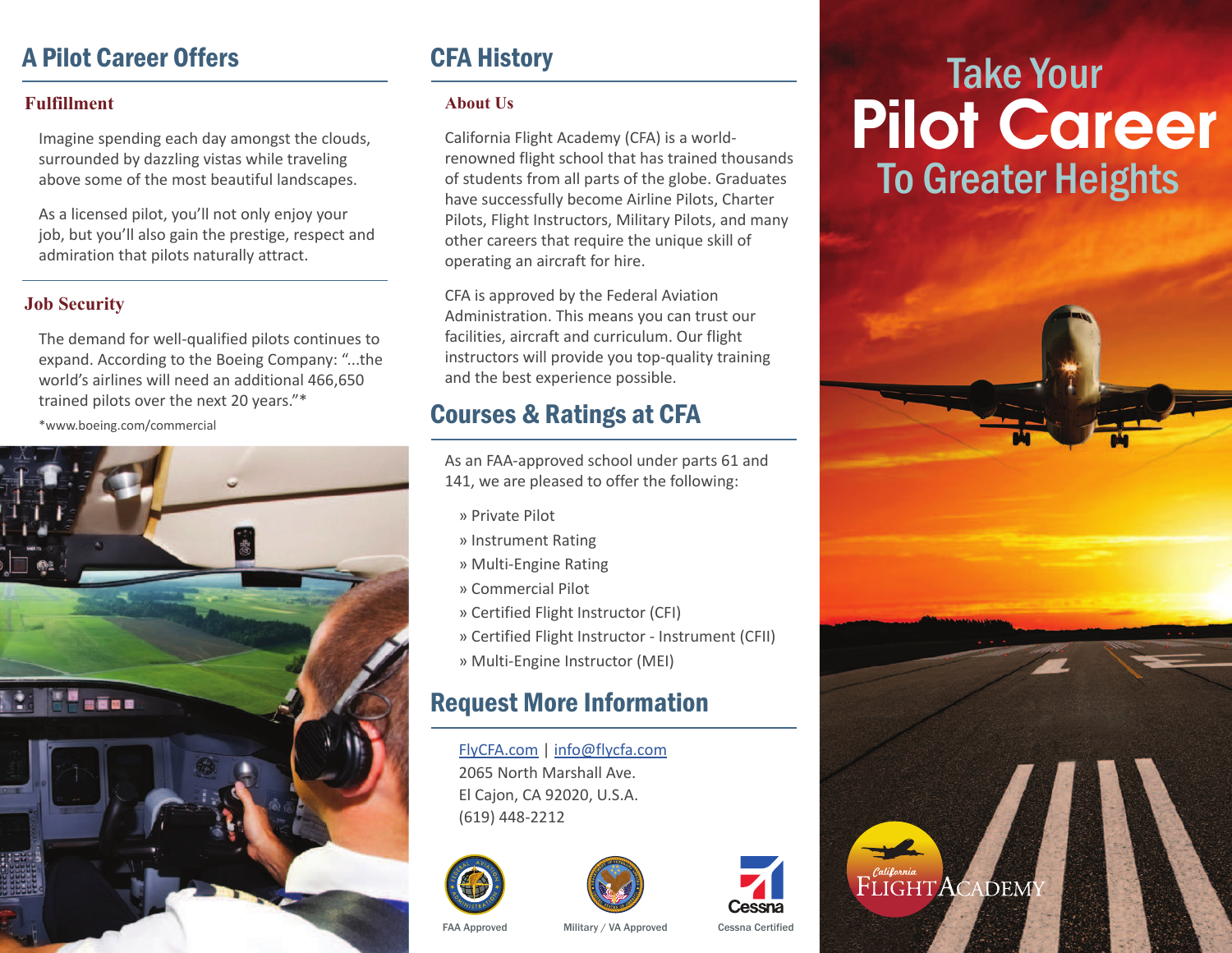## A Pilot Career Offers

### Fulfillment

Imagine spending each day amongst the clouds, surrounded by dazzling vistas while traveling above some of the most beautiful landscapes.

As a licensed pilot, you'll not only enjoy your job, but you'll also gain the prestige, respect and admiration that pilots naturally attract.

### Job Security

The demand for well-qualified pilots continues to expand. According to the Boeing Company: "...the world's airlines will need an additional 466,650 trained pilots over the next 20 years."*

*www.boeing.com/commercial

## CFA History

### About Us

California Flight Academy (CFA) is a world-renowned flight school that has trained thousands of students from all parts of the globe. Graduates have successfully become Airline Pilots, Charter Pilots, Flight Instructors, Military Pilots, and many other careers that require the unique skill of operating an aircraft for hire.

CFA is approved by the Federal Aviation Administration. This means you can trust our facilities, aircraft and curriculum. Our flight instructors will provide you top-quality training and the best experience possible.

## Courses & Ratings at CFA

As an FAA-approved school under parts 61 and 141, we are pleased to offer the following:

» Private Pilot
» Instrument Rating
» Multi-Engine Rating
» Commercial Pilot
» Certified Flight Instructor (CFI)
» Certified Flight Instructor - Instrument (CFII)
» Multi-Engine Instructor (MEI)

## Request More Information

FlyCFA.com | info@flycfa.com
2065 North Marshall Ave.
El Cajon, CA 92020, U.S.A.
(619) 448-2212

FAA Approved | Military / VA Approved | Cessna Certified

# Take Your Pilot Career To Greater Heights

California FLIGHT ACADEMY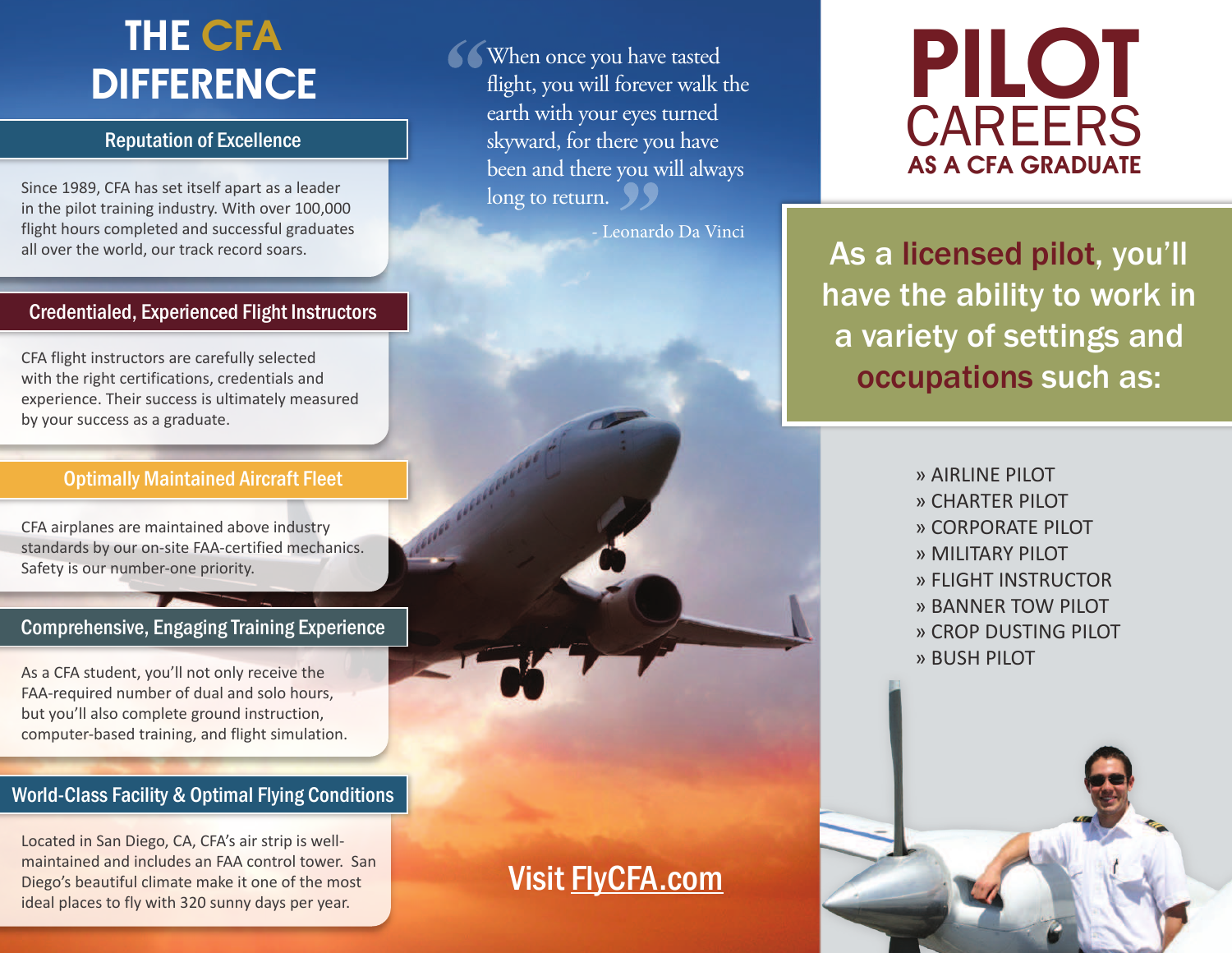# THE CFA DIFFERENCE

## Reputation of Excellence

Since 1989, CFA has set itself apart as a leader in the pilot training industry. With over 100,000 flight hours completed and successful graduates all over the world, our track record soars.

## Credentialed, Experienced Flight Instructors

CFA flight instructors are carefully selected with the right certifications, credentials and experience. Their success is ultimately measured by your success as a graduate.

## Optimally Maintained Aircraft Fleet

CFA airplanes are maintained above industry standards by our on-site FAA-certified mechanics. Safety is our number-one priority.

## Comprehensive, Engaging Training Experience

As a CFA student, you'll not only receive the FAA-required number of dual and solo hours, but you'll also complete ground instruction, computer-based training, and flight simulation.

## World-Class Facility & Optimal Flying Conditions

Located in San Diego, CA, CFA's air strip is well-maintained and includes an FAA control tower. San Diego's beautiful climate make it one of the most ideal places to fly with 320 sunny days per year.

> "When once you have tasted flight, you will forever walk the earth with your eyes turned skyward, for there you have been and there you will always long to return."
>
> - Leonardo Da Vinci

Visit FlyCFA.com

# PILOT CAREERS AS A CFA GRADUATE

As a licensed pilot, you'll have the ability to work in a variety of settings and occupations such as:

- » AIRLINE PILOT
- » CHARTER PILOT
- » CORPORATE PILOT
- » MILITARY PILOT
- » FLIGHT INSTRUCTOR
- » BANNER TOW PILOT
- » CROP DUSTING PILOT
- » BUSH PILOT